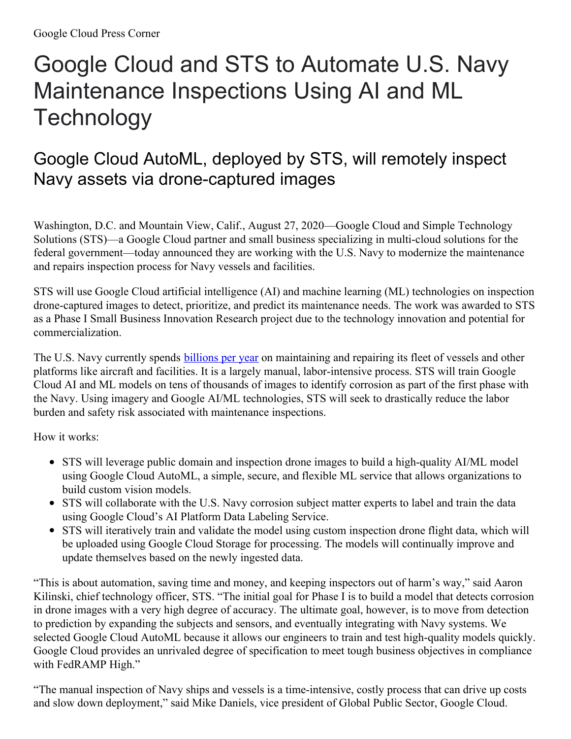Google Cloud Press Corner

# Google Cloud and STS to Automate U.S. Navy Maintenance Inspections Using AI and ML Technology

## Google Cloud AutoML, deployed by STS, will remotely inspect Navy assets via drone-captured images

Washington, D.C. and Mountain View, Calif., August 27, 2020—Google Cloud and Simple Technology Solutions (STS)—a Google Cloud partner and small business specializing in multi-cloud solutions for the federal government—today announced they are working with the U.S. Navy to modernize the maintenance and repairs inspection process for Navy vessels and facilities.

STS will use Google Cloud artificial intelligence (AI) and machine learning (ML) technologies on inspection drone-captured images to detect, prioritize, and predict its maintenance needs. The work was awarded to STS as a Phase I Small Business Innovation Research project due to the technology innovation and potential for commercialization.

The U.S. Navy currently spends billions per year on maintaining and repairing its fleet of vessels and other platforms like aircraft and facilities. It is a largely manual, labor-intensive process. STS will train Google Cloud AI and ML models on tens of thousands of images to identify corrosion as part of the first phase with the Navy. Using imagery and Google AI/ML technologies, STS will seek to drastically reduce the labor burden and safety risk associated with maintenance inspections.

How it works:

- STS will leverage public domain and inspection drone images to build a high-quality AI/ML model using Google Cloud AutoML, a simple, secure, and flexible ML service that allows organizations to build custom vision models.
- STS will collaborate with the U.S. Navy corrosion subject matter experts to label and train the data using Google Cloud's AI Platform Data Labeling Service.
- STS will iteratively train and validate the model using custom inspection drone flight data, which will be uploaded using Google Cloud Storage for processing. The models will continually improve and update themselves based on the newly ingested data.

"This is about automation, saving time and money, and keeping inspectors out of harm's way," said Aaron Kilinski, chief technology officer, STS. "The initial goal for Phase I is to build a model that detects corrosion in drone images with a very high degree of accuracy. The ultimate goal, however, is to move from detection to prediction by expanding the subjects and sensors, and eventually integrating with Navy systems. We selected Google Cloud AutoML because it allows our engineers to train and test high-quality models quickly. Google Cloud provides an unrivaled degree of specification to meet tough business objectives in compliance with FedRAMP High."

"The manual inspection of Navy ships and vessels is a time-intensive, costly process that can drive up costs and slow down deployment," said Mike Daniels, vice president of Global Public Sector, Google Cloud.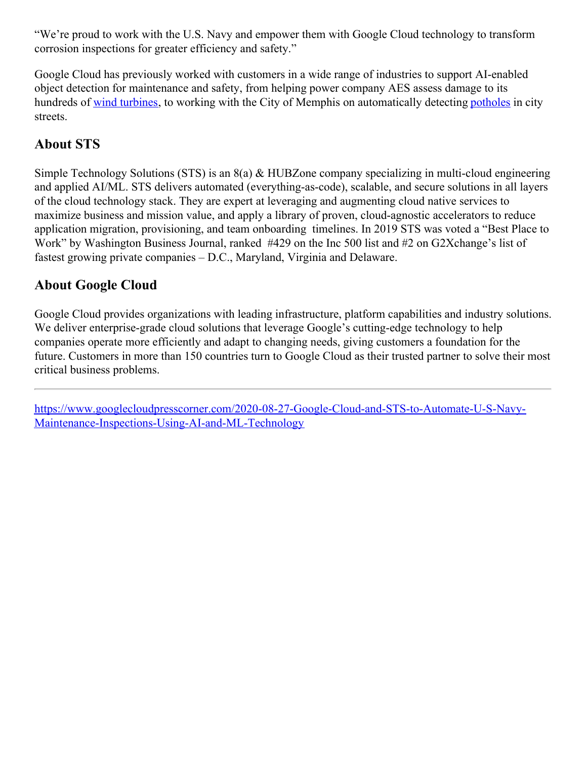"We're proud to work with the U.S. Navy and empower them with Google Cloud technology to transform corrosion inspections for greater efficiency and safety."

Google Cloud has previously worked with customers in a wide range of industries to support AI-enabled object detection for maintenance and safety, from helping power company AES assess damage to its hundreds of [wind turbines](), to working with the City of Memphis on automatically detecting [potholes]() in city streets.

## About STS

Simple Technology Solutions (STS) is an 8(a) & HUBZone company specializing in multi-cloud engineering and applied AI/ML. STS delivers automated (everything-as-code), scalable, and secure solutions in all layers of the cloud technology stack. They are expert at leveraging and augmenting cloud native services to maximize business and mission value, and apply a library of proven, cloud-agnostic accelerators to reduce application migration, provisioning, and team onboarding timelines. In 2019 STS was voted a "Best Place to Work" by Washington Business Journal, ranked #429 on the Inc 500 list and #2 on G2Xchange's list of fastest growing private companies – D.C., Maryland, Virginia and Delaware.

## About Google Cloud

Google Cloud provides organizations with leading infrastructure, platform capabilities and industry solutions. We deliver enterprise-grade cloud solutions that leverage Google's cutting-edge technology to help companies operate more efficiently and adapt to changing needs, giving customers a foundation for the future. Customers in more than 150 countries turn to Google Cloud as their trusted partner to solve their most critical business problems.

---

https://www.googlecloudpresscorner.com/2020-08-27-Google-Cloud-and-STS-to-Automate-U-S-Navy-Maintenance-Inspections-Using-AI-and-ML-Technology